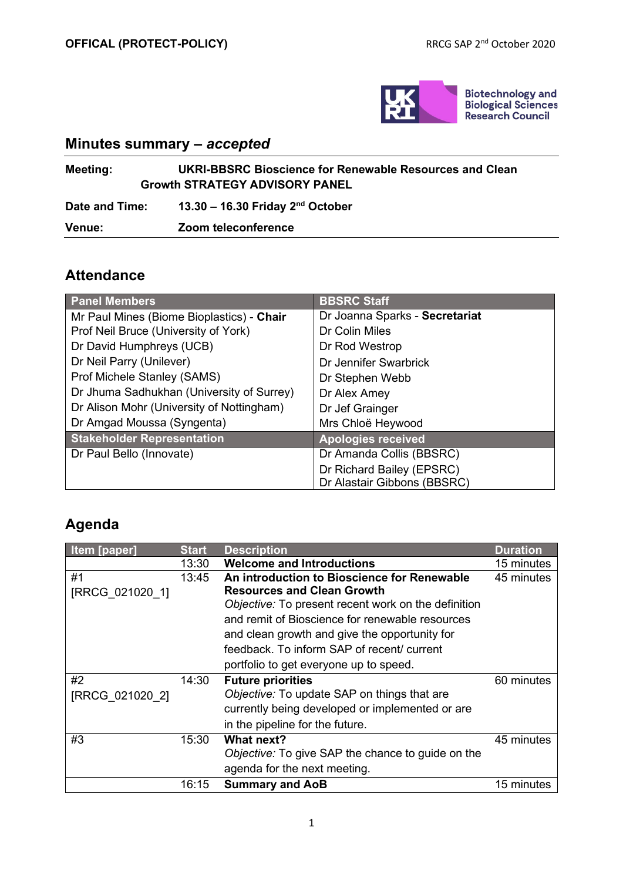## Minutes summary – *accepted*

| | |
|---|---|
| **Meeting:** | **UKRI-BBSRC Bioscience for Renewable Resources and Clean Growth STRATEGY ADVISORY PANEL** |
| **Date and Time:** | **13.30 – 16.30 Friday 2nd October** |
| **Venue:** | **Zoom teleconference** |

## Attendance

| Panel Members | BBSRC Staff |
|---|---|
| Mr Paul Mines (Biome Bioplastics) - **Chair** | Dr Joanna Sparks - **Secretariat** |
| Prof Neil Bruce (University of York) | Dr Colin Miles |
| Dr David Humphreys (UCB) | Dr Rod Westrop |
| Dr Neil Parry (Unilever) | Dr Jennifer Swarbrick |
| Prof Michele Stanley (SAMS) | Dr Stephen Webb |
| Dr Jhuma Sadhukhan (University of Surrey) | Dr Alex Amey |
| Dr Alison Mohr (University of Nottingham) | Dr Jef Grainger |
| Dr Amgad Moussa (Syngenta) | Mrs Chloë Heywood |
| **Stakeholder Representation** | **Apologies received** |
| Dr Paul Bello (Innovate) | Dr Amanda Collis (BBSRC) |
| | Dr Richard Bailey (EPSRC) |
| | Dr Alastair Gibbons (BBSRC) |

## Agenda

| Item [paper] | Start | Description | Duration |
|---|---|---|---|
| | 13:30 | **Welcome and Introductions** | 15 minutes |
| #1 [RRCG_021020_1] | 13:45 | **An introduction to Bioscience for Renewable Resources and Clean Growth** *Objective:* To present recent work on the definition and remit of Bioscience for renewable resources and clean growth and give the opportunity for feedback. To inform SAP of recent/ current portfolio to get everyone up to speed. | 45 minutes |
| #2 [RRCG_021020_2] | 14:30 | **Future priorities** *Objective:* To update SAP on things that are currently being developed or implemented or are in the pipeline for the future. | 60 minutes |
| #3 | 15:30 | **What next?** *Objective:* To give SAP the chance to guide on the agenda for the next meeting. | 45 minutes |
| | 16:15 | **Summary and AoB** | 15 minutes |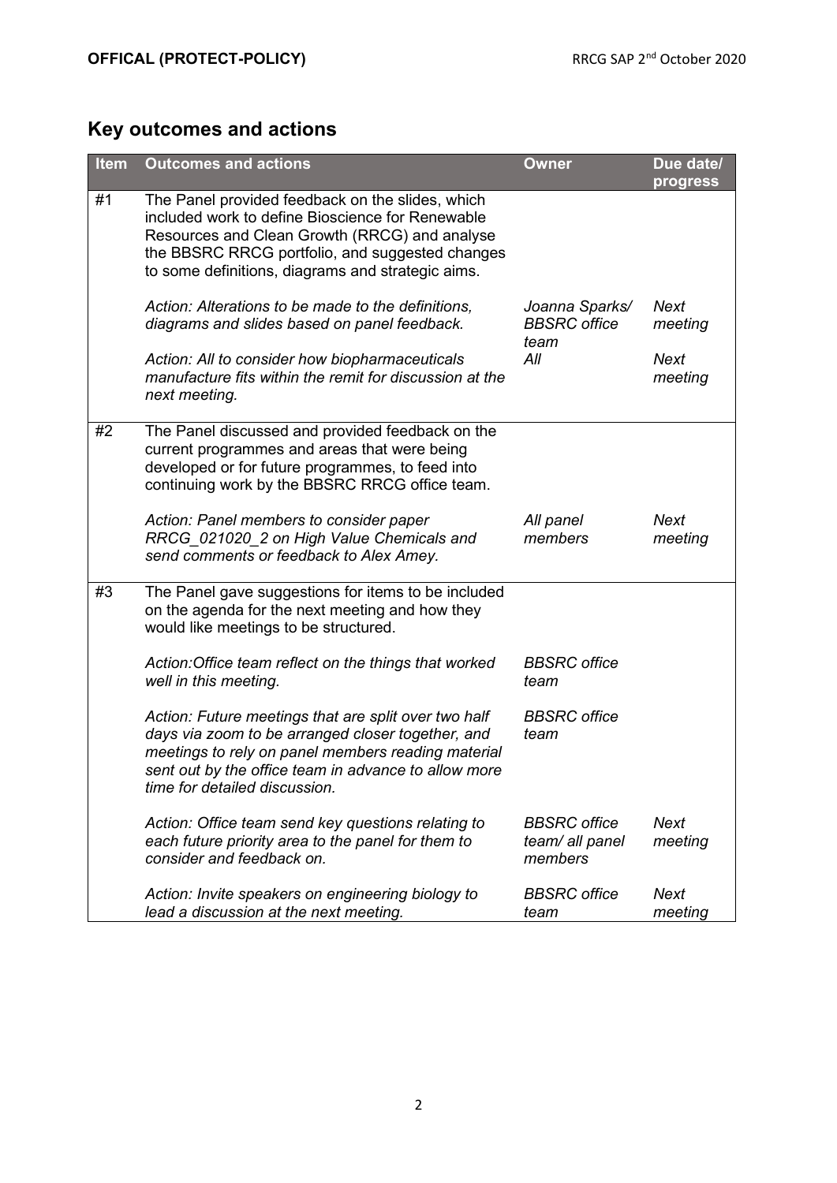## Key outcomes and actions

| Item | Outcomes and actions | Owner | Due date/ progress |
|---|---|---|---|
| #1 | The Panel provided feedback on the slides, which included work to define Bioscience for Renewable Resources and Clean Growth (RRCG) and analyse the BBSRC RRCG portfolio, and suggested changes to some definitions, diagrams and strategic aims. | | |
| | *Action: Alterations to be made to the definitions, diagrams and slides based on panel feedback.* | *Joanna Sparks/ BBSRC office team* | *Next meeting* |
| | *Action: All to consider how biopharmaceuticals manufacture fits within the remit for discussion at the next meeting.* | *All* | *Next meeting* |
| #2 | The Panel discussed and provided feedback on the current programmes and areas that were being developed or for future programmes, to feed into continuing work by the BBSRC RRCG office team. | | |
| | *Action: Panel members to consider paper RRCG_021020_2 on High Value Chemicals and send comments or feedback to Alex Amey.* | *All panel members* | *Next meeting* |
| #3 | The Panel gave suggestions for items to be included on the agenda for the next meeting and how they would like meetings to be structured. | | |
| | *Action:Office team reflect on the things that worked well in this meeting.* | *BBSRC office team* | |
| | *Action: Future meetings that are split over two half days via zoom to be arranged closer together, and meetings to rely on panel members reading material sent out by the office team in advance to allow more time for detailed discussion.* | *BBSRC office team* | |
| | *Action: Office team send key questions relating to each future priority area to the panel for them to consider and feedback on.* | *BBSRC office team/ all panel members* | *Next meeting* |
| | *Action: Invite speakers on engineering biology to lead a discussion at the next meeting.* | *BBSRC office team* | *Next meeting* |